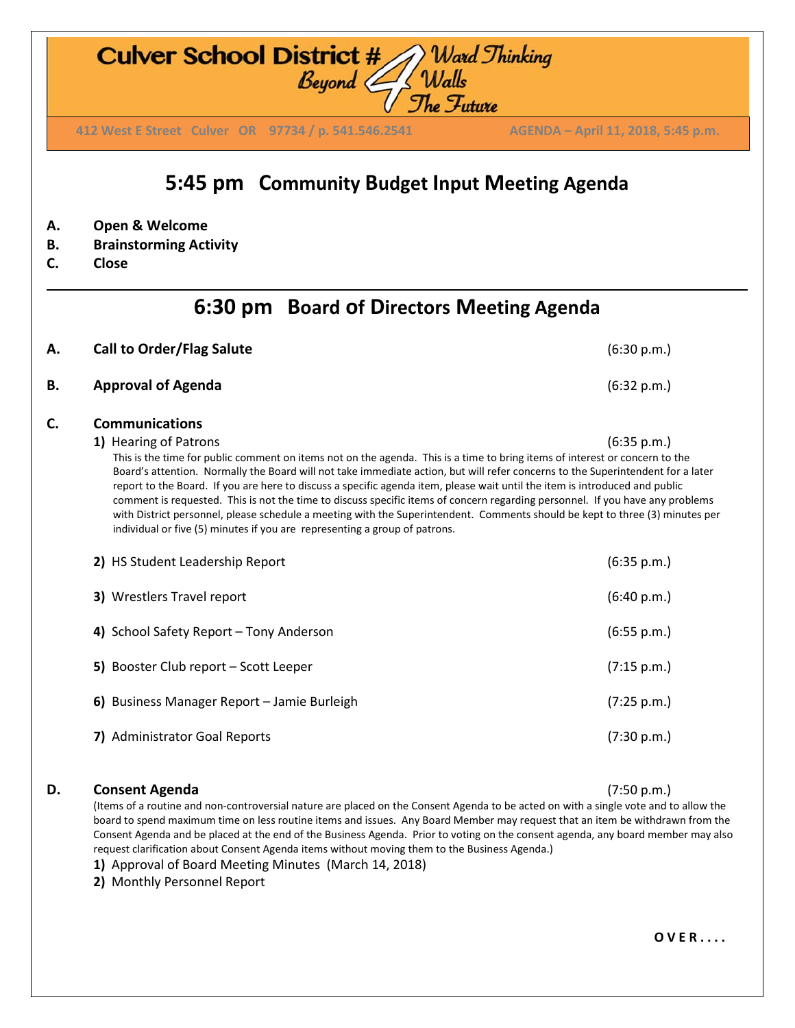**Culver School District #4** — *Ward Thinking Beyond Walls The Future*

412 West E Street Culver OR 97734 / p. 541.546.2541 AGENDA – April 11, 2018, 5:45 p.m.

# 5:45 pm Community Budget Input Meeting Agenda

**A. Open & Welcome**
**B. Brainstorming Activity**
**C. Close**

---

# 6:30 pm Board of Directors Meeting Agenda

**A. Call to Order/Flag Salute** (6:30 p.m.)

**B. Approval of Agenda** (6:32 p.m.)

**C. Communications**

1) Hearing of Patrons (6:35 p.m.)
This is the time for public comment on items not on the agenda. This is a time to bring items of interest or concern to the Board's attention. Normally the Board will not take immediate action, but will refer concerns to the Superintendent for a later report to the Board. If you are here to discuss a specific agenda item, please wait until the item is introduced and public comment is requested. This is not the time to discuss specific items of concern regarding personnel. If you have any problems with District personnel, please schedule a meeting with the Superintendent. Comments should be kept to three (3) minutes per individual or five (5) minutes if you are representing a group of patrons.

2) HS Student Leadership Report (6:35 p.m.)

3) Wrestlers Travel report (6:40 p.m.)

4) School Safety Report – Tony Anderson (6:55 p.m.)

5) Booster Club report – Scott Leeper (7:15 p.m.)

6) Business Manager Report – Jamie Burleigh (7:25 p.m.)

7) Administrator Goal Reports (7:30 p.m.)

**D. Consent Agenda** (7:50 p.m.)
(Items of a routine and non-controversial nature are placed on the Consent Agenda to be acted on with a single vote and to allow the board to spend maximum time on less routine items and issues. Any Board Member may request that an item be withdrawn from the Consent Agenda and be placed at the end of the Business Agenda. Prior to voting on the consent agenda, any board member may also request clarification about Consent Agenda items without moving them to the Business Agenda.)

1) Approval of Board Meeting Minutes (March 14, 2018)
2) Monthly Personnel Report

**O V E R . . . .**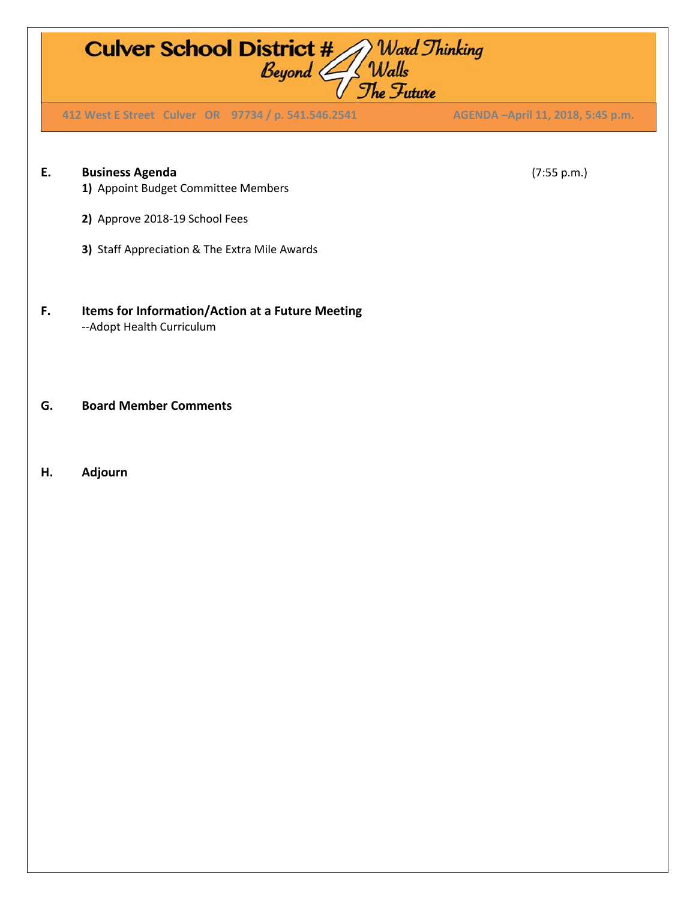**Culver School District #4** *Ward Thinking Beyond Walls The Future*

412 West E Street Culver OR 97734 / p. 541.546.2541 AGENDA –April 11, 2018, 5:45 p.m.

**E. Business Agenda** (7:55 p.m.)

**1)** Appoint Budget Committee Members

**2)** Approve 2018-19 School Fees

**3)** Staff Appreciation & The Extra Mile Awards

**F. Items for Information/Action at a Future Meeting**

--Adopt Health Curriculum

**G. Board Member Comments**

**H. Adjourn**